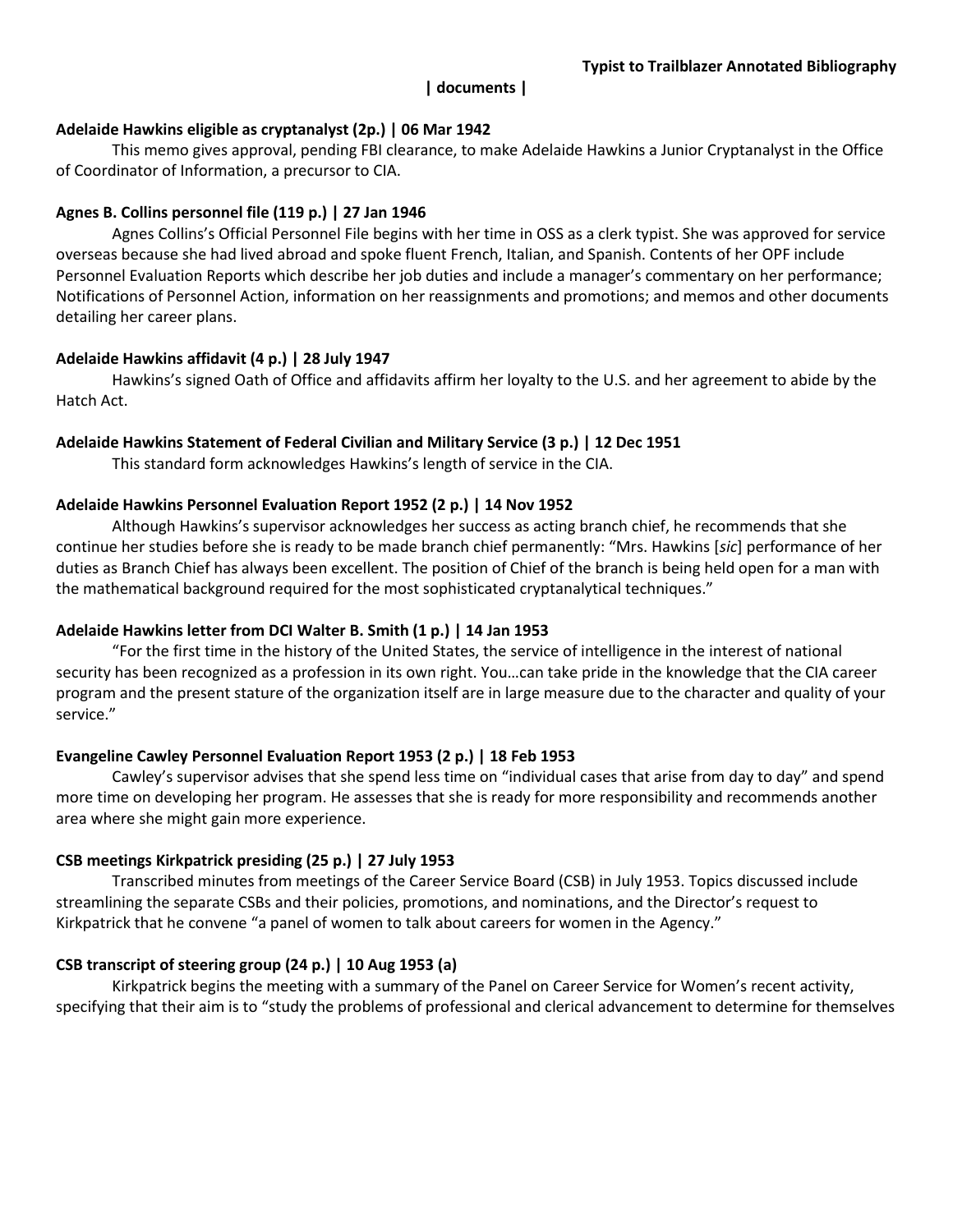**Typist to Trailblazer Annotated Bibliography**

**| documents |**

**Adelaide Hawkins eligible as cryptanalyst (2p.) | 06 Mar 1942**

This memo gives approval, pending FBI clearance, to make Adelaide Hawkins a Junior Cryptanalyst in the Office of Coordinator of Information, a precursor to CIA.

**Agnes B. Collins personnel file (119 p.) | 27 Jan 1946**

Agnes Collins's Official Personnel File begins with her time in OSS as a clerk typist. She was approved for service overseas because she had lived abroad and spoke fluent French, Italian, and Spanish. Contents of her OPF include Personnel Evaluation Reports which describe her job duties and include a manager's commentary on her performance; Notifications of Personnel Action, information on her reassignments and promotions; and memos and other documents detailing her career plans.

**Adelaide Hawkins affidavit (4 p.) | 28 July 1947**

Hawkins's signed Oath of Office and affidavits affirm her loyalty to the U.S. and her agreement to abide by the Hatch Act.

**Adelaide Hawkins Statement of Federal Civilian and Military Service (3 p.) | 12 Dec 1951**

This standard form acknowledges Hawkins's length of service in the CIA.

**Adelaide Hawkins Personnel Evaluation Report 1952 (2 p.) | 14 Nov 1952**

Although Hawkins's supervisor acknowledges her success as acting branch chief, he recommends that she continue her studies before she is ready to be made branch chief permanently: "Mrs. Hawkins [*sic*] performance of her duties as Branch Chief has always been excellent. The position of Chief of the branch is being held open for a man with the mathematical background required for the most sophisticated cryptanalytical techniques."

**Adelaide Hawkins letter from DCI Walter B. Smith (1 p.) | 14 Jan 1953**

"For the first time in the history of the United States, the service of intelligence in the interest of national security has been recognized as a profession in its own right. You…can take pride in the knowledge that the CIA career program and the present stature of the organization itself are in large measure due to the character and quality of your service."

**Evangeline Cawley Personnel Evaluation Report 1953 (2 p.) | 18 Feb 1953**

Cawley's supervisor advises that she spend less time on "individual cases that arise from day to day" and spend more time on developing her program. He assesses that she is ready for more responsibility and recommends another area where she might gain more experience.

**CSB meetings Kirkpatrick presiding (25 p.) | 27 July 1953**

Transcribed minutes from meetings of the Career Service Board (CSB) in July 1953. Topics discussed include streamlining the separate CSBs and their policies, promotions, and nominations, and the Director's request to Kirkpatrick that he convene "a panel of women to talk about careers for women in the Agency."

**CSB transcript of steering group (24 p.) | 10 Aug 1953 (a)**

Kirkpatrick begins the meeting with a summary of the Panel on Career Service for Women's recent activity, specifying that their aim is to "study the problems of professional and clerical advancement to determine for themselves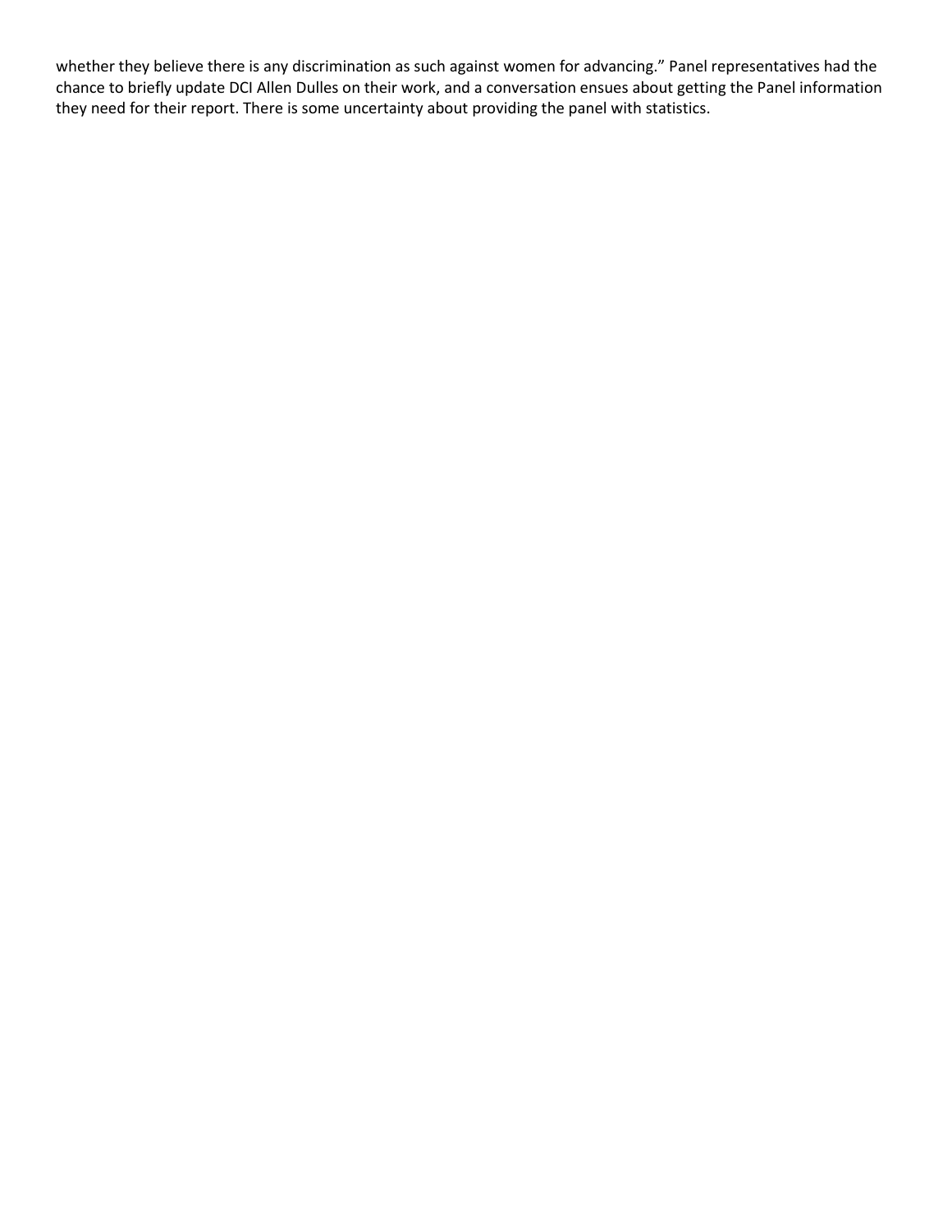whether they believe there is any discrimination as such against women for advancing." Panel representatives had the chance to briefly update DCI Allen Dulles on their work, and a conversation ensues about getting the Panel information they need for their report. There is some uncertainty about providing the panel with statistics.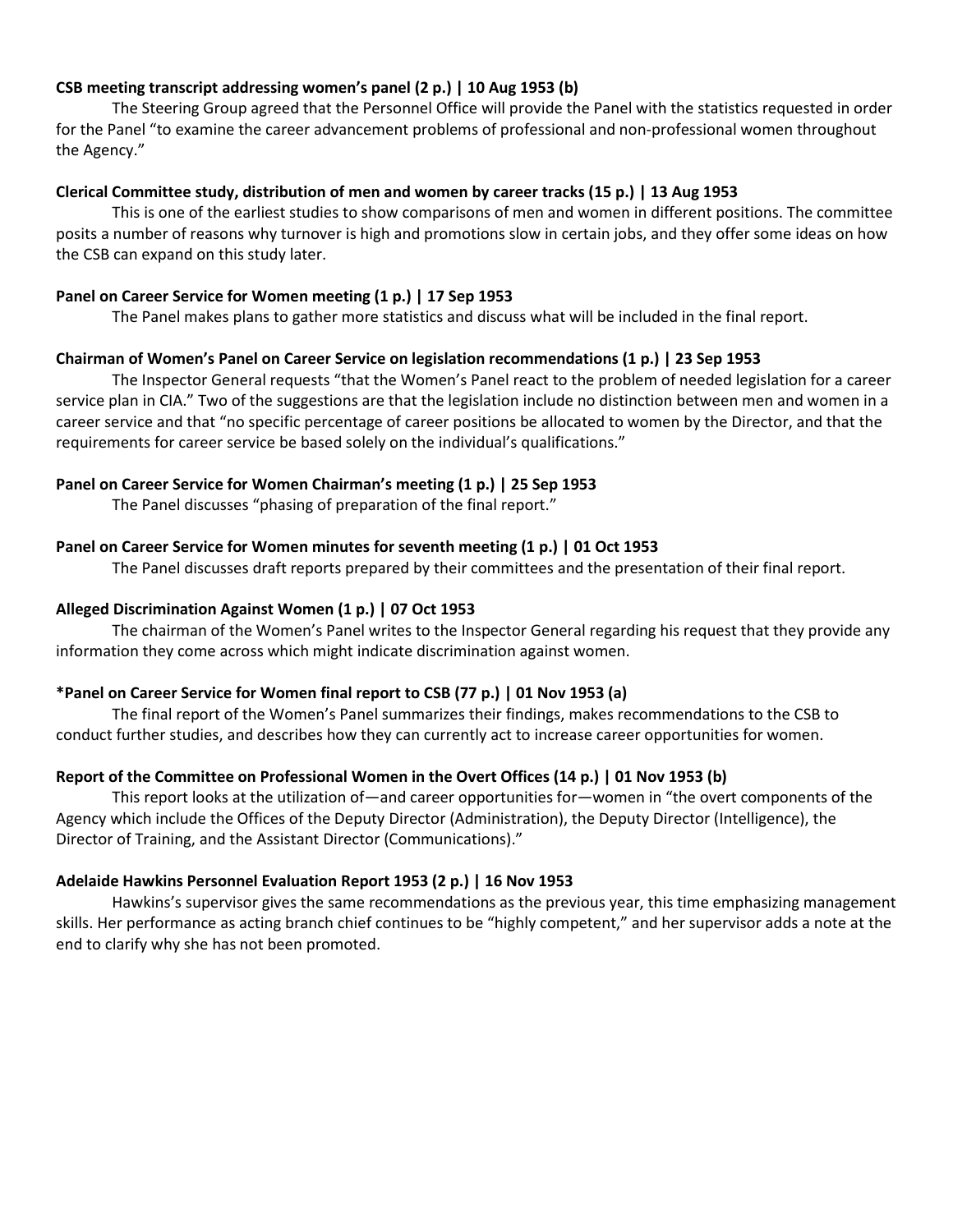**CSB meeting transcript addressing women's panel (2 p.) | 10 Aug 1953 (b)**

The Steering Group agreed that the Personnel Office will provide the Panel with the statistics requested in order for the Panel "to examine the career advancement problems of professional and non-professional women throughout the Agency."

**Clerical Committee study, distribution of men and women by career tracks (15 p.) | 13 Aug 1953**

This is one of the earliest studies to show comparisons of men and women in different positions. The committee posits a number of reasons why turnover is high and promotions slow in certain jobs, and they offer some ideas on how the CSB can expand on this study later.

**Panel on Career Service for Women meeting (1 p.) | 17 Sep 1953**

The Panel makes plans to gather more statistics and discuss what will be included in the final report.

**Chairman of Women's Panel on Career Service on legislation recommendations (1 p.) | 23 Sep 1953**

The Inspector General requests "that the Women's Panel react to the problem of needed legislation for a career service plan in CIA." Two of the suggestions are that the legislation include no distinction between men and women in a career service and that "no specific percentage of career positions be allocated to women by the Director, and that the requirements for career service be based solely on the individual's qualifications."

**Panel on Career Service for Women Chairman's meeting (1 p.) | 25 Sep 1953**

The Panel discusses "phasing of preparation of the final report."

**Panel on Career Service for Women minutes for seventh meeting (1 p.) | 01 Oct 1953**

The Panel discusses draft reports prepared by their committees and the presentation of their final report.

**Alleged Discrimination Against Women (1 p.) | 07 Oct 1953**

The chairman of the Women's Panel writes to the Inspector General regarding his request that they provide any information they come across which might indicate discrimination against women.

***Panel on Career Service for Women final report to CSB (77 p.) | 01 Nov 1953 (a)**

The final report of the Women's Panel summarizes their findings, makes recommendations to the CSB to conduct further studies, and describes how they can currently act to increase career opportunities for women.

**Report of the Committee on Professional Women in the Overt Offices (14 p.) | 01 Nov 1953 (b)**

This report looks at the utilization of—and career opportunities for—women in "the overt components of the Agency which include the Offices of the Deputy Director (Administration), the Deputy Director (Intelligence), the Director of Training, and the Assistant Director (Communications)."

**Adelaide Hawkins Personnel Evaluation Report 1953 (2 p.) | 16 Nov 1953**

Hawkins's supervisor gives the same recommendations as the previous year, this time emphasizing management skills. Her performance as acting branch chief continues to be "highly competent," and her supervisor adds a note at the end to clarify why she has not been promoted.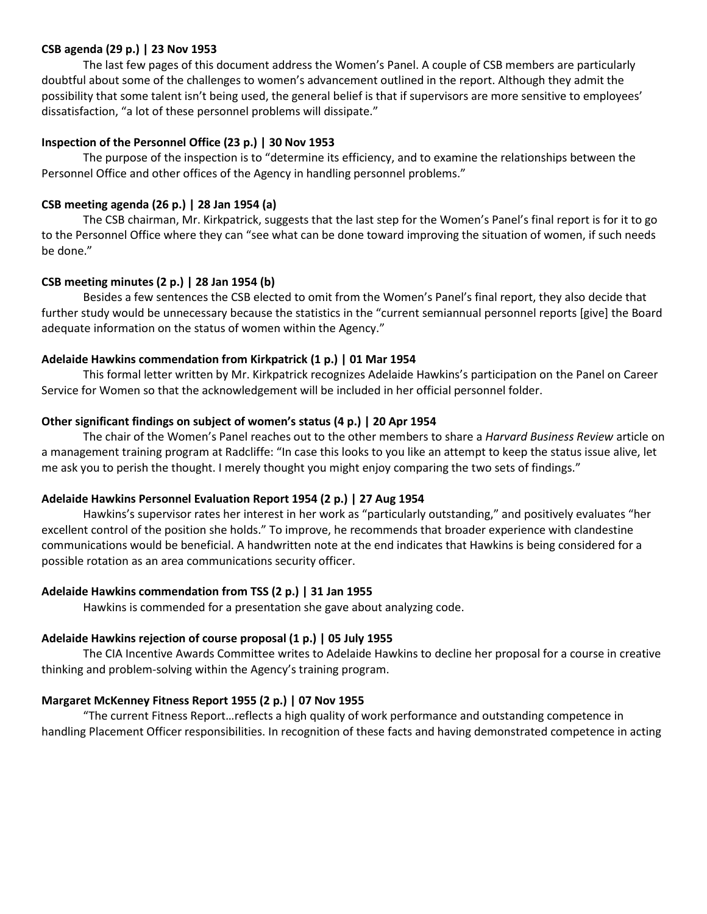**CSB agenda (29 p.) | 23 Nov 1953**

The last few pages of this document address the Women's Panel. A couple of CSB members are particularly doubtful about some of the challenges to women's advancement outlined in the report. Although they admit the possibility that some talent isn't being used, the general belief is that if supervisors are more sensitive to employees' dissatisfaction, "a lot of these personnel problems will dissipate."

**Inspection of the Personnel Office (23 p.) | 30 Nov 1953**

The purpose of the inspection is to "determine its efficiency, and to examine the relationships between the Personnel Office and other offices of the Agency in handling personnel problems."

**CSB meeting agenda (26 p.) | 28 Jan 1954 (a)**

The CSB chairman, Mr. Kirkpatrick, suggests that the last step for the Women's Panel's final report is for it to go to the Personnel Office where they can "see what can be done toward improving the situation of women, if such needs be done."

**CSB meeting minutes (2 p.) | 28 Jan 1954 (b)**

Besides a few sentences the CSB elected to omit from the Women's Panel's final report, they also decide that further study would be unnecessary because the statistics in the "current semiannual personnel reports [give] the Board adequate information on the status of women within the Agency."

**Adelaide Hawkins commendation from Kirkpatrick (1 p.) | 01 Mar 1954**

This formal letter written by Mr. Kirkpatrick recognizes Adelaide Hawkins's participation on the Panel on Career Service for Women so that the acknowledgement will be included in her official personnel folder.

**Other significant findings on subject of women's status (4 p.) | 20 Apr 1954**

The chair of the Women's Panel reaches out to the other members to share a *Harvard Business Review* article on a management training program at Radcliffe: "In case this looks to you like an attempt to keep the status issue alive, let me ask you to perish the thought. I merely thought you might enjoy comparing the two sets of findings."

**Adelaide Hawkins Personnel Evaluation Report 1954 (2 p.) | 27 Aug 1954**

Hawkins's supervisor rates her interest in her work as "particularly outstanding," and positively evaluates "her excellent control of the position she holds." To improve, he recommends that broader experience with clandestine communications would be beneficial. A handwritten note at the end indicates that Hawkins is being considered for a possible rotation as an area communications security officer.

**Adelaide Hawkins commendation from TSS (2 p.) | 31 Jan 1955**

Hawkins is commended for a presentation she gave about analyzing code.

**Adelaide Hawkins rejection of course proposal (1 p.) | 05 July 1955**

The CIA Incentive Awards Committee writes to Adelaide Hawkins to decline her proposal for a course in creative thinking and problem-solving within the Agency's training program.

**Margaret McKenney Fitness Report 1955 (2 p.) | 07 Nov 1955**

"The current Fitness Report…reflects a high quality of work performance and outstanding competence in handling Placement Officer responsibilities. In recognition of these facts and having demonstrated competence in acting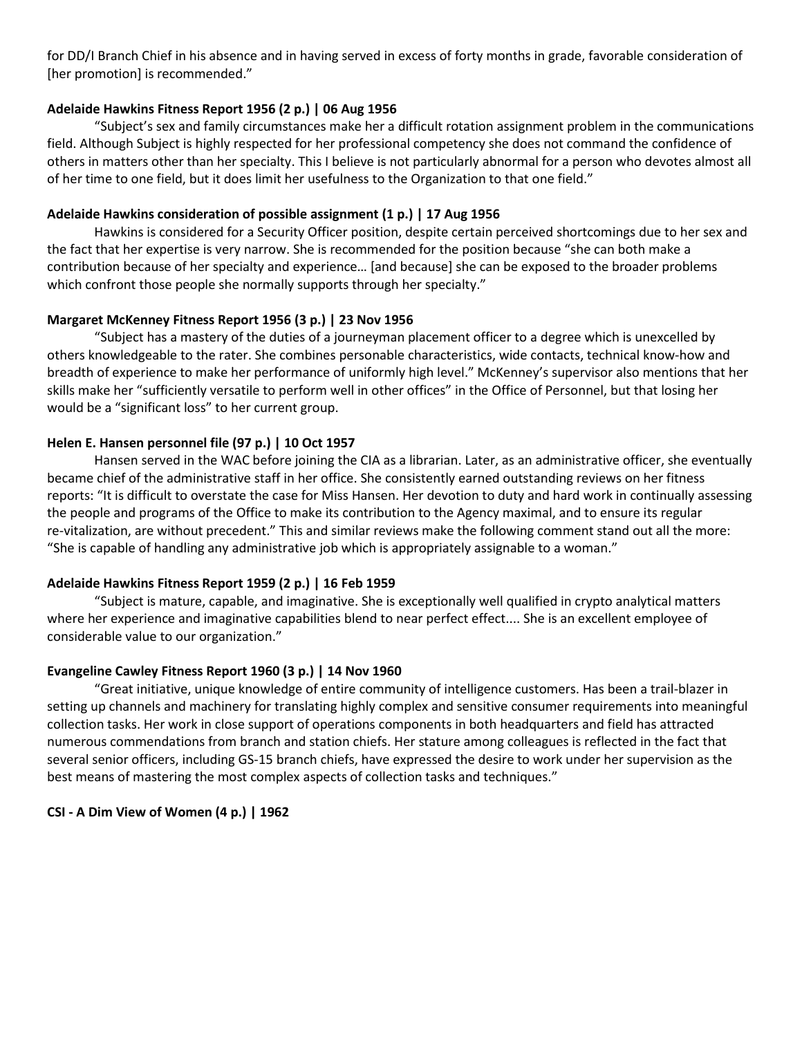for DD/I Branch Chief in his absence and in having served in excess of forty months in grade, favorable consideration of [her promotion] is recommended."

**Adelaide Hawkins Fitness Report 1956 (2 p.) | 06 Aug 1956**

"Subject's sex and family circumstances make her a difficult rotation assignment problem in the communications field. Although Subject is highly respected for her professional competency she does not command the confidence of others in matters other than her specialty. This I believe is not particularly abnormal for a person who devotes almost all of her time to one field, but it does limit her usefulness to the Organization to that one field."

**Adelaide Hawkins consideration of possible assignment (1 p.) | 17 Aug 1956**

Hawkins is considered for a Security Officer position, despite certain perceived shortcomings due to her sex and the fact that her expertise is very narrow. She is recommended for the position because "she can both make a contribution because of her specialty and experience… [and because] she can be exposed to the broader problems which confront those people she normally supports through her specialty."

**Margaret McKenney Fitness Report 1956 (3 p.) | 23 Nov 1956**

"Subject has a mastery of the duties of a journeyman placement officer to a degree which is unexcelled by others knowledgeable to the rater. She combines personable characteristics, wide contacts, technical know-how and breadth of experience to make her performance of uniformly high level." McKenney's supervisor also mentions that her skills make her "sufficiently versatile to perform well in other offices" in the Office of Personnel, but that losing her would be a "significant loss" to her current group.

**Helen E. Hansen personnel file (97 p.) | 10 Oct 1957**

Hansen served in the WAC before joining the CIA as a librarian. Later, as an administrative officer, she eventually became chief of the administrative staff in her office. She consistently earned outstanding reviews on her fitness reports: "It is difficult to overstate the case for Miss Hansen. Her devotion to duty and hard work in continually assessing the people and programs of the Office to make its contribution to the Agency maximal, and to ensure its regular re-vitalization, are without precedent." This and similar reviews make the following comment stand out all the more: "She is capable of handling any administrative job which is appropriately assignable to a woman."

**Adelaide Hawkins Fitness Report 1959 (2 p.) | 16 Feb 1959**

"Subject is mature, capable, and imaginative. She is exceptionally well qualified in crypto analytical matters where her experience and imaginative capabilities blend to near perfect effect.... She is an excellent employee of considerable value to our organization."

**Evangeline Cawley Fitness Report 1960 (3 p.) | 14 Nov 1960**

"Great initiative, unique knowledge of entire community of intelligence customers. Has been a trail-blazer in setting up channels and machinery for translating highly complex and sensitive consumer requirements into meaningful collection tasks. Her work in close support of operations components in both headquarters and field has attracted numerous commendations from branch and station chiefs. Her stature among colleagues is reflected in the fact that several senior officers, including GS-15 branch chiefs, have expressed the desire to work under her supervision as the best means of mastering the most complex aspects of collection tasks and techniques."

**CSI - A Dim View of Women (4 p.) | 1962**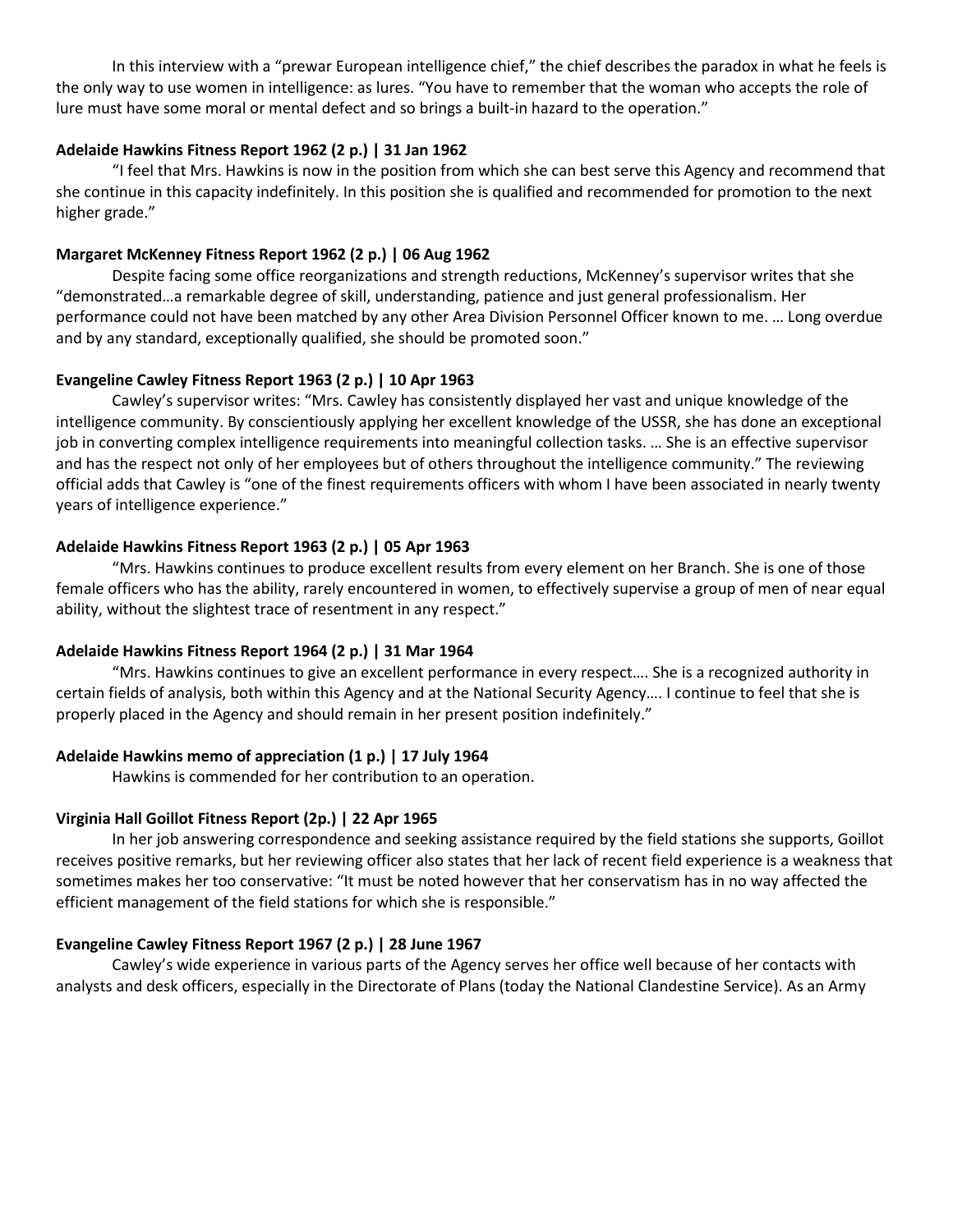In this interview with a "prewar European intelligence chief," the chief describes the paradox in what he feels is the only way to use women in intelligence: as lures. "You have to remember that the woman who accepts the role of lure must have some moral or mental defect and so brings a built-in hazard to the operation."

**Adelaide Hawkins Fitness Report 1962 (2 p.) | 31 Jan 1962**

"I feel that Mrs. Hawkins is now in the position from which she can best serve this Agency and recommend that she continue in this capacity indefinitely. In this position she is qualified and recommended for promotion to the next higher grade."

**Margaret McKenney Fitness Report 1962 (2 p.) | 06 Aug 1962**

Despite facing some office reorganizations and strength reductions, McKenney's supervisor writes that she "demonstrated…a remarkable degree of skill, understanding, patience and just general professionalism. Her performance could not have been matched by any other Area Division Personnel Officer known to me. … Long overdue and by any standard, exceptionally qualified, she should be promoted soon."

**Evangeline Cawley Fitness Report 1963 (2 p.) | 10 Apr 1963**

Cawley's supervisor writes: "Mrs. Cawley has consistently displayed her vast and unique knowledge of the intelligence community. By conscientiously applying her excellent knowledge of the USSR, she has done an exceptional job in converting complex intelligence requirements into meaningful collection tasks. … She is an effective supervisor and has the respect not only of her employees but of others throughout the intelligence community." The reviewing official adds that Cawley is "one of the finest requirements officers with whom I have been associated in nearly twenty years of intelligence experience."

**Adelaide Hawkins Fitness Report 1963 (2 p.) | 05 Apr 1963**

"Mrs. Hawkins continues to produce excellent results from every element on her Branch. She is one of those female officers who has the ability, rarely encountered in women, to effectively supervise a group of men of near equal ability, without the slightest trace of resentment in any respect."

**Adelaide Hawkins Fitness Report 1964 (2 p.) | 31 Mar 1964**

"Mrs. Hawkins continues to give an excellent performance in every respect…. She is a recognized authority in certain fields of analysis, both within this Agency and at the National Security Agency…. I continue to feel that she is properly placed in the Agency and should remain in her present position indefinitely."

**Adelaide Hawkins memo of appreciation (1 p.) | 17 July 1964**

Hawkins is commended for her contribution to an operation.

**Virginia Hall Goillot Fitness Report (2p.) | 22 Apr 1965**

In her job answering correspondence and seeking assistance required by the field stations she supports, Goillot receives positive remarks, but her reviewing officer also states that her lack of recent field experience is a weakness that sometimes makes her too conservative: "It must be noted however that her conservatism has in no way affected the efficient management of the field stations for which she is responsible."

**Evangeline Cawley Fitness Report 1967 (2 p.) | 28 June 1967**

Cawley's wide experience in various parts of the Agency serves her office well because of her contacts with analysts and desk officers, especially in the Directorate of Plans (today the National Clandestine Service). As an Army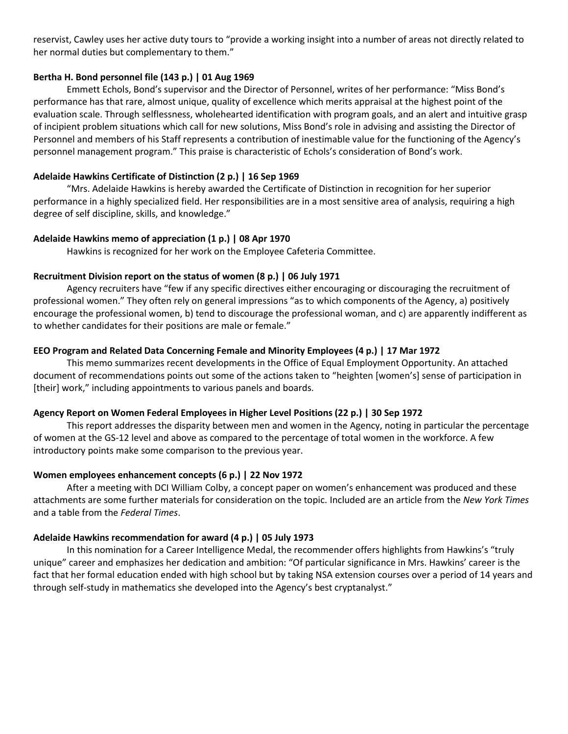reservist, Cawley uses her active duty tours to "provide a working insight into a number of areas not directly related to her normal duties but complementary to them."

**Bertha H. Bond personnel file (143 p.) | 01 Aug 1969**

Emmett Echols, Bond's supervisor and the Director of Personnel, writes of her performance: "Miss Bond's performance has that rare, almost unique, quality of excellence which merits appraisal at the highest point of the evaluation scale. Through selflessness, wholehearted identification with program goals, and an alert and intuitive grasp of incipient problem situations which call for new solutions, Miss Bond's role in advising and assisting the Director of Personnel and members of his Staff represents a contribution of inestimable value for the functioning of the Agency's personnel management program." This praise is characteristic of Echols's consideration of Bond's work.

**Adelaide Hawkins Certificate of Distinction (2 p.) | 16 Sep 1969**

"Mrs. Adelaide Hawkins is hereby awarded the Certificate of Distinction in recognition for her superior performance in a highly specialized field. Her responsibilities are in a most sensitive area of analysis, requiring a high degree of self discipline, skills, and knowledge."

**Adelaide Hawkins memo of appreciation (1 p.) | 08 Apr 1970**

Hawkins is recognized for her work on the Employee Cafeteria Committee.

**Recruitment Division report on the status of women (8 p.) | 06 July 1971**

Agency recruiters have "few if any specific directives either encouraging or discouraging the recruitment of professional women." They often rely on general impressions "as to which components of the Agency, a) positively encourage the professional women, b) tend to discourage the professional woman, and c) are apparently indifferent as to whether candidates for their positions are male or female."

**EEO Program and Related Data Concerning Female and Minority Employees (4 p.) | 17 Mar 1972**

This memo summarizes recent developments in the Office of Equal Employment Opportunity. An attached document of recommendations points out some of the actions taken to "heighten [women's] sense of participation in [their] work," including appointments to various panels and boards.

**Agency Report on Women Federal Employees in Higher Level Positions (22 p.) | 30 Sep 1972**

This report addresses the disparity between men and women in the Agency, noting in particular the percentage of women at the GS-12 level and above as compared to the percentage of total women in the workforce. A few introductory points make some comparison to the previous year.

**Women employees enhancement concepts (6 p.) | 22 Nov 1972**

After a meeting with DCI William Colby, a concept paper on women's enhancement was produced and these attachments are some further materials for consideration on the topic. Included are an article from the *New York Times* and a table from the *Federal Times*.

**Adelaide Hawkins recommendation for award (4 p.) | 05 July 1973**

In this nomination for a Career Intelligence Medal, the recommender offers highlights from Hawkins's "truly unique" career and emphasizes her dedication and ambition: "Of particular significance in Mrs. Hawkins' career is the fact that her formal education ended with high school but by taking NSA extension courses over a period of 14 years and through self-study in mathematics she developed into the Agency's best cryptanalyst."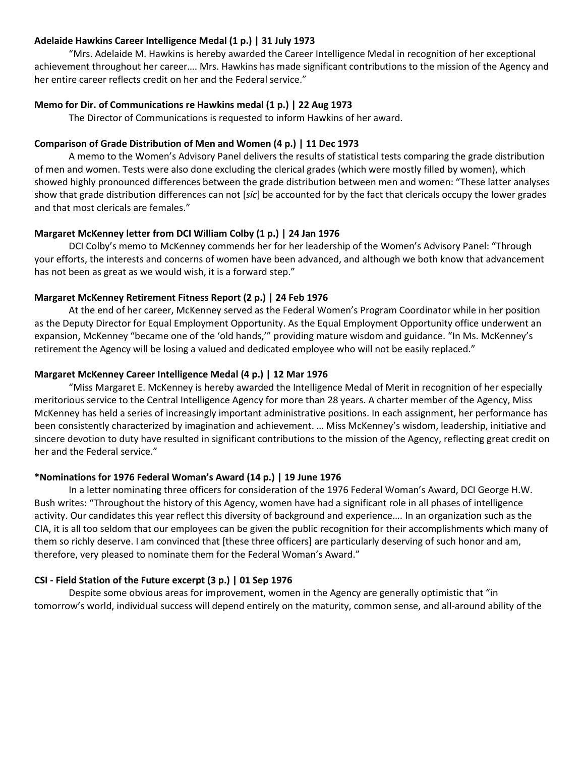**Adelaide Hawkins Career Intelligence Medal (1 p.) | 31 July 1973**

"Mrs. Adelaide M. Hawkins is hereby awarded the Career Intelligence Medal in recognition of her exceptional achievement throughout her career…. Mrs. Hawkins has made significant contributions to the mission of the Agency and her entire career reflects credit on her and the Federal service."

**Memo for Dir. of Communications re Hawkins medal (1 p.) | 22 Aug 1973**

The Director of Communications is requested to inform Hawkins of her award.

**Comparison of Grade Distribution of Men and Women (4 p.) | 11 Dec 1973**

A memo to the Women's Advisory Panel delivers the results of statistical tests comparing the grade distribution of men and women. Tests were also done excluding the clerical grades (which were mostly filled by women), which showed highly pronounced differences between the grade distribution between men and women: "These latter analyses show that grade distribution differences can not [*sic*] be accounted for by the fact that clericals occupy the lower grades and that most clericals are females."

**Margaret McKenney letter from DCI William Colby (1 p.) | 24 Jan 1976**

DCI Colby's memo to McKenney commends her for her leadership of the Women's Advisory Panel: "Through your efforts, the interests and concerns of women have been advanced, and although we both know that advancement has not been as great as we would wish, it is a forward step."

**Margaret McKenney Retirement Fitness Report (2 p.) | 24 Feb 1976**

At the end of her career, McKenney served as the Federal Women's Program Coordinator while in her position as the Deputy Director for Equal Employment Opportunity. As the Equal Employment Opportunity office underwent an expansion, McKenney "became one of the 'old hands,'" providing mature wisdom and guidance. "In Ms. McKenney's retirement the Agency will be losing a valued and dedicated employee who will not be easily replaced."

**Margaret McKenney Career Intelligence Medal (4 p.) | 12 Mar 1976**

"Miss Margaret E. McKenney is hereby awarded the Intelligence Medal of Merit in recognition of her especially meritorious service to the Central Intelligence Agency for more than 28 years. A charter member of the Agency, Miss McKenney has held a series of increasingly important administrative positions. In each assignment, her performance has been consistently characterized by imagination and achievement. … Miss McKenney's wisdom, leadership, initiative and sincere devotion to duty have resulted in significant contributions to the mission of the Agency, reflecting great credit on her and the Federal service."

**\*Nominations for 1976 Federal Woman's Award (14 p.) | 19 June 1976**

In a letter nominating three officers for consideration of the 1976 Federal Woman's Award, DCI George H.W. Bush writes: "Throughout the history of this Agency, women have had a significant role in all phases of intelligence activity. Our candidates this year reflect this diversity of background and experience…. In an organization such as the CIA, it is all too seldom that our employees can be given the public recognition for their accomplishments which many of them so richly deserve. I am convinced that [these three officers] are particularly deserving of such honor and am, therefore, very pleased to nominate them for the Federal Woman's Award."

**CSI - Field Station of the Future excerpt (3 p.) | 01 Sep 1976**

Despite some obvious areas for improvement, women in the Agency are generally optimistic that "in tomorrow's world, individual success will depend entirely on the maturity, common sense, and all-around ability of the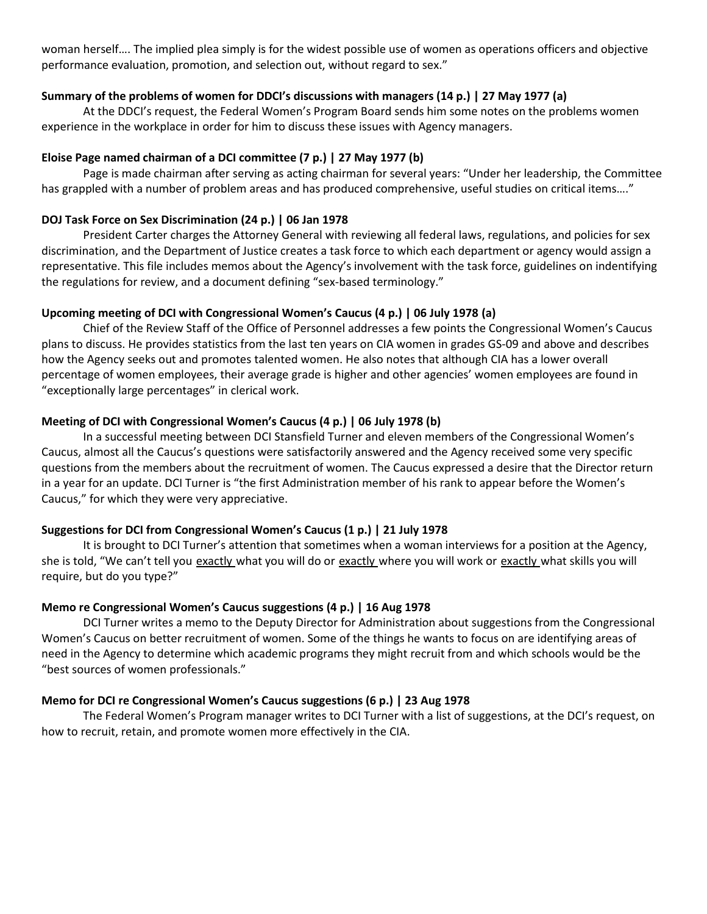woman herself…. The implied plea simply is for the widest possible use of women as operations officers and objective performance evaluation, promotion, and selection out, without regard to sex."

**Summary of the problems of women for DDCI's discussions with managers (14 p.) | 27 May 1977 (a)**

At the DDCI's request, the Federal Women's Program Board sends him some notes on the problems women experience in the workplace in order for him to discuss these issues with Agency managers.

**Eloise Page named chairman of a DCI committee (7 p.) | 27 May 1977 (b)**

Page is made chairman after serving as acting chairman for several years: "Under her leadership, the Committee has grappled with a number of problem areas and has produced comprehensive, useful studies on critical items…."

**DOJ Task Force on Sex Discrimination (24 p.) | 06 Jan 1978**

President Carter charges the Attorney General with reviewing all federal laws, regulations, and policies for sex discrimination, and the Department of Justice creates a task force to which each department or agency would assign a representative. This file includes memos about the Agency's involvement with the task force, guidelines on indentifying the regulations for review, and a document defining "sex-based terminology."

**Upcoming meeting of DCI with Congressional Women's Caucus (4 p.) | 06 July 1978 (a)**

Chief of the Review Staff of the Office of Personnel addresses a few points the Congressional Women's Caucus plans to discuss. He provides statistics from the last ten years on CIA women in grades GS-09 and above and describes how the Agency seeks out and promotes talented women. He also notes that although CIA has a lower overall percentage of women employees, their average grade is higher and other agencies' women employees are found in "exceptionally large percentages" in clerical work.

**Meeting of DCI with Congressional Women's Caucus (4 p.) | 06 July 1978 (b)**

In a successful meeting between DCI Stansfield Turner and eleven members of the Congressional Women's Caucus, almost all the Caucus's questions were satisfactorily answered and the Agency received some very specific questions from the members about the recruitment of women. The Caucus expressed a desire that the Director return in a year for an update. DCI Turner is "the first Administration member of his rank to appear before the Women's Caucus," for which they were very appreciative.

**Suggestions for DCI from Congressional Women's Caucus (1 p.) | 21 July 1978**

It is brought to DCI Turner's attention that sometimes when a woman interviews for a position at the Agency, she is told, "We can't tell you exactly what you will do or exactly where you will work or exactly what skills you will require, but do you type?"

**Memo re Congressional Women's Caucus suggestions (4 p.) | 16 Aug 1978**

DCI Turner writes a memo to the Deputy Director for Administration about suggestions from the Congressional Women's Caucus on better recruitment of women. Some of the things he wants to focus on are identifying areas of need in the Agency to determine which academic programs they might recruit from and which schools would be the "best sources of women professionals."

**Memo for DCI re Congressional Women's Caucus suggestions (6 p.) | 23 Aug 1978**

The Federal Women's Program manager writes to DCI Turner with a list of suggestions, at the DCI's request, on how to recruit, retain, and promote women more effectively in the CIA.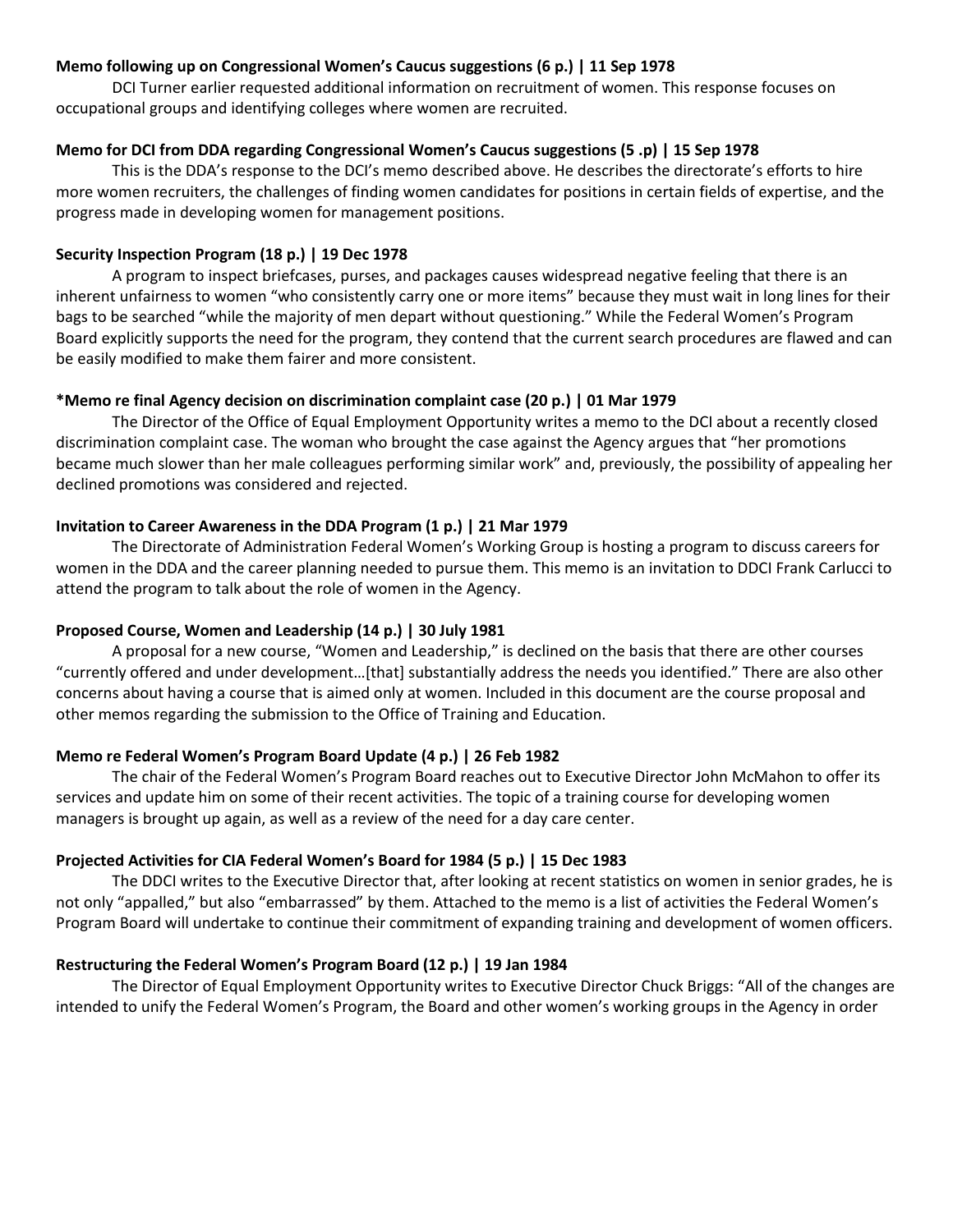**Memo following up on Congressional Women's Caucus suggestions (6 p.) | 11 Sep 1978**

DCI Turner earlier requested additional information on recruitment of women. This response focuses on occupational groups and identifying colleges where women are recruited.

**Memo for DCI from DDA regarding Congressional Women's Caucus suggestions (5 .p) | 15 Sep 1978**

This is the DDA's response to the DCI's memo described above. He describes the directorate's efforts to hire more women recruiters, the challenges of finding women candidates for positions in certain fields of expertise, and the progress made in developing women for management positions.

**Security Inspection Program (18 p.) | 19 Dec 1978**

A program to inspect briefcases, purses, and packages causes widespread negative feeling that there is an inherent unfairness to women "who consistently carry one or more items" because they must wait in long lines for their bags to be searched "while the majority of men depart without questioning." While the Federal Women's Program Board explicitly supports the need for the program, they contend that the current search procedures are flawed and can be easily modified to make them fairer and more consistent.

**\*Memo re final Agency decision on discrimination complaint case (20 p.) | 01 Mar 1979**

The Director of the Office of Equal Employment Opportunity writes a memo to the DCI about a recently closed discrimination complaint case. The woman who brought the case against the Agency argues that "her promotions became much slower than her male colleagues performing similar work" and, previously, the possibility of appealing her declined promotions was considered and rejected.

**Invitation to Career Awareness in the DDA Program (1 p.) | 21 Mar 1979**

The Directorate of Administration Federal Women's Working Group is hosting a program to discuss careers for women in the DDA and the career planning needed to pursue them. This memo is an invitation to DDCI Frank Carlucci to attend the program to talk about the role of women in the Agency.

**Proposed Course, Women and Leadership (14 p.) | 30 July 1981**

A proposal for a new course, "Women and Leadership," is declined on the basis that there are other courses "currently offered and under development…[that] substantially address the needs you identified." There are also other concerns about having a course that is aimed only at women. Included in this document are the course proposal and other memos regarding the submission to the Office of Training and Education.

**Memo re Federal Women's Program Board Update (4 p.) | 26 Feb 1982**

The chair of the Federal Women's Program Board reaches out to Executive Director John McMahon to offer its services and update him on some of their recent activities. The topic of a training course for developing women managers is brought up again, as well as a review of the need for a day care center.

**Projected Activities for CIA Federal Women's Board for 1984 (5 p.) | 15 Dec 1983**

The DDCI writes to the Executive Director that, after looking at recent statistics on women in senior grades, he is not only "appalled," but also "embarrassed" by them. Attached to the memo is a list of activities the Federal Women's Program Board will undertake to continue their commitment of expanding training and development of women officers.

**Restructuring the Federal Women's Program Board (12 p.) | 19 Jan 1984**

The Director of Equal Employment Opportunity writes to Executive Director Chuck Briggs: "All of the changes are intended to unify the Federal Women's Program, the Board and other women's working groups in the Agency in order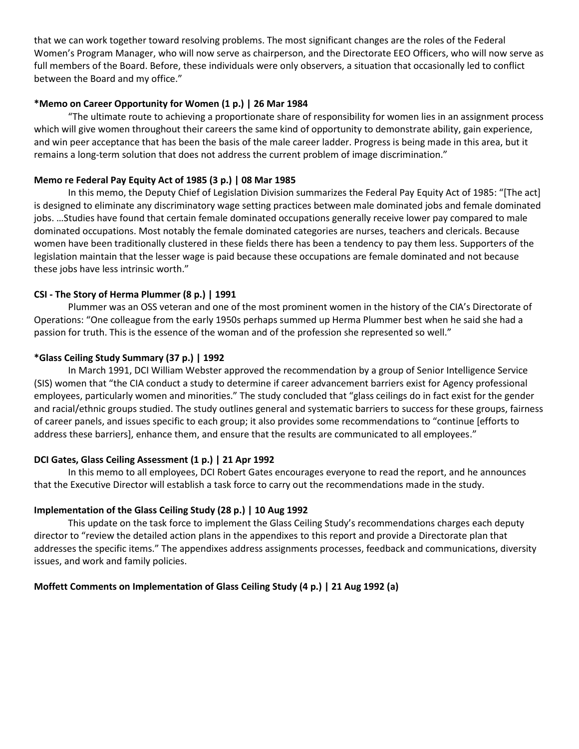that we can work together toward resolving problems. The most significant changes are the roles of the Federal Women's Program Manager, who will now serve as chairperson, and the Directorate EEO Officers, who will now serve as full members of the Board. Before, these individuals were only observers, a situation that occasionally led to conflict between the Board and my office."

**\*Memo on Career Opportunity for Women (1 p.) | 26 Mar 1984**

"The ultimate route to achieving a proportionate share of responsibility for women lies in an assignment process which will give women throughout their careers the same kind of opportunity to demonstrate ability, gain experience, and win peer acceptance that has been the basis of the male career ladder. Progress is being made in this area, but it remains a long-term solution that does not address the current problem of image discrimination."

**Memo re Federal Pay Equity Act of 1985 (3 p.) | 08 Mar 1985**

In this memo, the Deputy Chief of Legislation Division summarizes the Federal Pay Equity Act of 1985: "[The act] is designed to eliminate any discriminatory wage setting practices between male dominated jobs and female dominated jobs. …Studies have found that certain female dominated occupations generally receive lower pay compared to male dominated occupations. Most notably the female dominated categories are nurses, teachers and clericals. Because women have been traditionally clustered in these fields there has been a tendency to pay them less. Supporters of the legislation maintain that the lesser wage is paid because these occupations are female dominated and not because these jobs have less intrinsic worth."

**CSI - The Story of Herma Plummer (8 p.) | 1991**

Plummer was an OSS veteran and one of the most prominent women in the history of the CIA's Directorate of Operations: "One colleague from the early 1950s perhaps summed up Herma Plummer best when he said she had a passion for truth. This is the essence of the woman and of the profession she represented so well."

**\*Glass Ceiling Study Summary (37 p.) | 1992**

In March 1991, DCI William Webster approved the recommendation by a group of Senior Intelligence Service (SIS) women that "the CIA conduct a study to determine if career advancement barriers exist for Agency professional employees, particularly women and minorities." The study concluded that "glass ceilings do in fact exist for the gender and racial/ethnic groups studied. The study outlines general and systematic barriers to success for these groups, fairness of career panels, and issues specific to each group; it also provides some recommendations to "continue [efforts to address these barriers], enhance them, and ensure that the results are communicated to all employees."

**DCI Gates, Glass Ceiling Assessment (1 p.) | 21 Apr 1992**

In this memo to all employees, DCI Robert Gates encourages everyone to read the report, and he announces that the Executive Director will establish a task force to carry out the recommendations made in the study.

**Implementation of the Glass Ceiling Study (28 p.) | 10 Aug 1992**

This update on the task force to implement the Glass Ceiling Study's recommendations charges each deputy director to "review the detailed action plans in the appendixes to this report and provide a Directorate plan that addresses the specific items." The appendixes address assignments processes, feedback and communications, diversity issues, and work and family policies.

**Moffett Comments on Implementation of Glass Ceiling Study (4 p.) | 21 Aug 1992 (a)**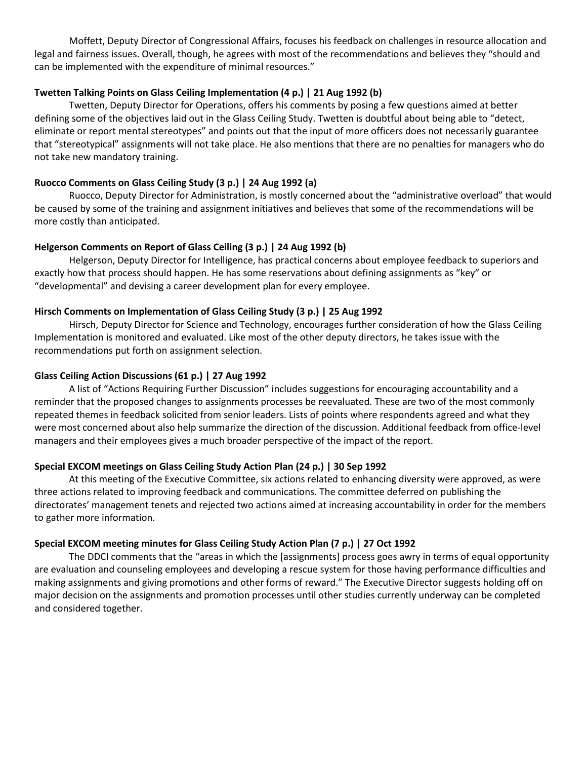Moffett, Deputy Director of Congressional Affairs, focuses his feedback on challenges in resource allocation and legal and fairness issues. Overall, though, he agrees with most of the recommendations and believes they "should and can be implemented with the expenditure of minimal resources."

**Twetten Talking Points on Glass Ceiling Implementation (4 p.) | 21 Aug 1992 (b)**

Twetten, Deputy Director for Operations, offers his comments by posing a few questions aimed at better defining some of the objectives laid out in the Glass Ceiling Study. Twetten is doubtful about being able to "detect, eliminate or report mental stereotypes" and points out that the input of more officers does not necessarily guarantee that "stereotypical" assignments will not take place. He also mentions that there are no penalties for managers who do not take new mandatory training.

**Ruocco Comments on Glass Ceiling Study (3 p.) | 24 Aug 1992 (a)**

Ruocco, Deputy Director for Administration, is mostly concerned about the "administrative overload" that would be caused by some of the training and assignment initiatives and believes that some of the recommendations will be more costly than anticipated.

**Helgerson Comments on Report of Glass Ceiling (3 p.) | 24 Aug 1992 (b)**

Helgerson, Deputy Director for Intelligence, has practical concerns about employee feedback to superiors and exactly how that process should happen. He has some reservations about defining assignments as "key" or "developmental" and devising a career development plan for every employee.

**Hirsch Comments on Implementation of Glass Ceiling Study (3 p.) | 25 Aug 1992**

Hirsch, Deputy Director for Science and Technology, encourages further consideration of how the Glass Ceiling Implementation is monitored and evaluated. Like most of the other deputy directors, he takes issue with the recommendations put forth on assignment selection.

**Glass Ceiling Action Discussions (61 p.) | 27 Aug 1992**

A list of "Actions Requiring Further Discussion" includes suggestions for encouraging accountability and a reminder that the proposed changes to assignments processes be reevaluated. These are two of the most commonly repeated themes in feedback solicited from senior leaders. Lists of points where respondents agreed and what they were most concerned about also help summarize the direction of the discussion. Additional feedback from office-level managers and their employees gives a much broader perspective of the impact of the report.

**Special EXCOM meetings on Glass Ceiling Study Action Plan (24 p.) | 30 Sep 1992**

At this meeting of the Executive Committee, six actions related to enhancing diversity were approved, as were three actions related to improving feedback and communications. The committee deferred on publishing the directorates' management tenets and rejected two actions aimed at increasing accountability in order for the members to gather more information.

**Special EXCOM meeting minutes for Glass Ceiling Study Action Plan (7 p.) | 27 Oct 1992**

The DDCI comments that the "areas in which the [assignments] process goes awry in terms of equal opportunity are evaluation and counseling employees and developing a rescue system for those having performance difficulties and making assignments and giving promotions and other forms of reward." The Executive Director suggests holding off on major decision on the assignments and promotion processes until other studies currently underway can be completed and considered together.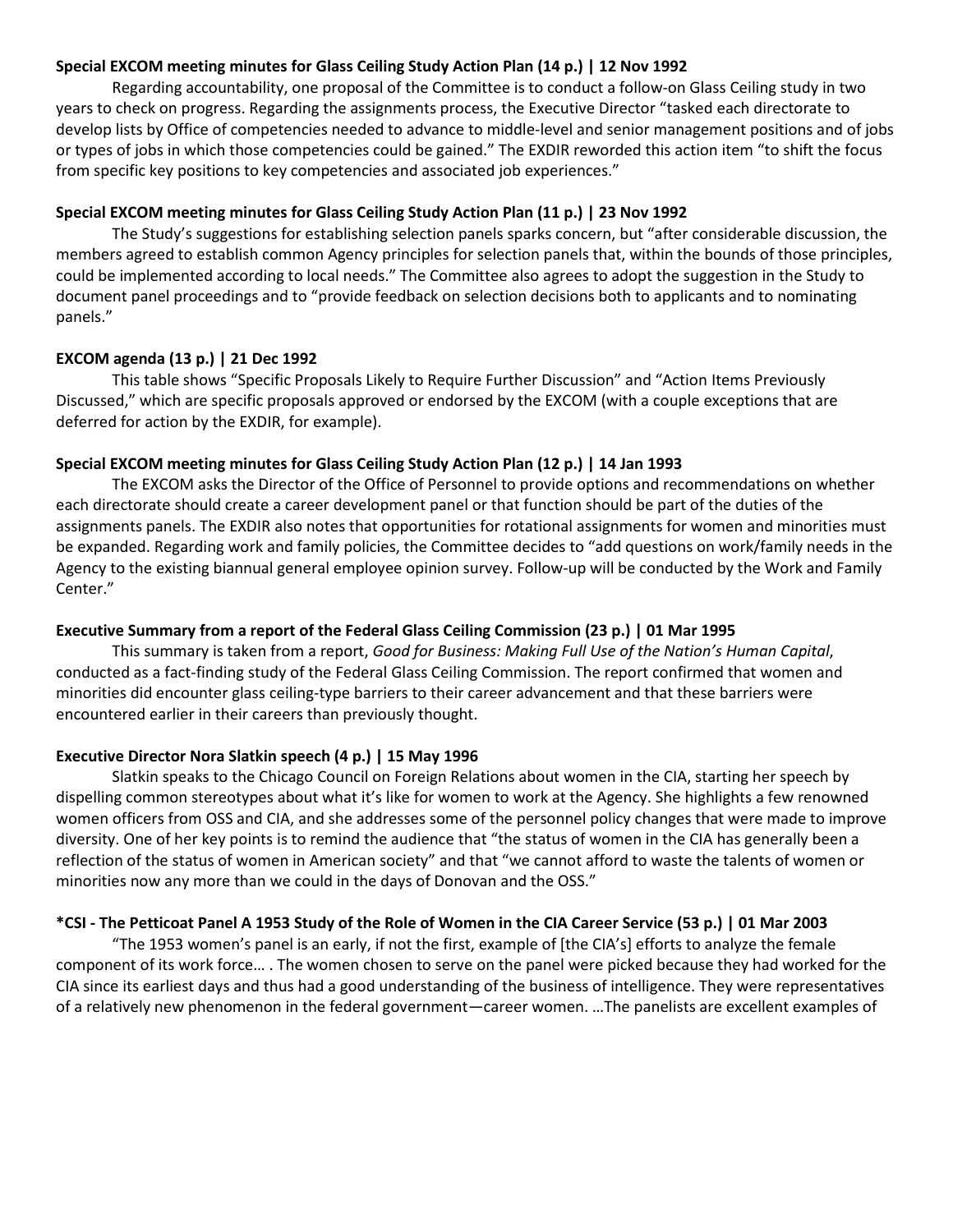**Special EXCOM meeting minutes for Glass Ceiling Study Action Plan (14 p.) | 12 Nov 1992**

Regarding accountability, one proposal of the Committee is to conduct a follow-on Glass Ceiling study in two years to check on progress. Regarding the assignments process, the Executive Director "tasked each directorate to develop lists by Office of competencies needed to advance to middle-level and senior management positions and of jobs or types of jobs in which those competencies could be gained." The EXDIR reworded this action item "to shift the focus from specific key positions to key competencies and associated job experiences."

**Special EXCOM meeting minutes for Glass Ceiling Study Action Plan (11 p.) | 23 Nov 1992**

The Study's suggestions for establishing selection panels sparks concern, but "after considerable discussion, the members agreed to establish common Agency principles for selection panels that, within the bounds of those principles, could be implemented according to local needs." The Committee also agrees to adopt the suggestion in the Study to document panel proceedings and to "provide feedback on selection decisions both to applicants and to nominating panels."

**EXCOM agenda (13 p.) | 21 Dec 1992**

This table shows "Specific Proposals Likely to Require Further Discussion" and "Action Items Previously Discussed," which are specific proposals approved or endorsed by the EXCOM (with a couple exceptions that are deferred for action by the EXDIR, for example).

**Special EXCOM meeting minutes for Glass Ceiling Study Action Plan (12 p.) | 14 Jan 1993**

The EXCOM asks the Director of the Office of Personnel to provide options and recommendations on whether each directorate should create a career development panel or that function should be part of the duties of the assignments panels. The EXDIR also notes that opportunities for rotational assignments for women and minorities must be expanded. Regarding work and family policies, the Committee decides to "add questions on work/family needs in the Agency to the existing biannual general employee opinion survey. Follow-up will be conducted by the Work and Family Center."

**Executive Summary from a report of the Federal Glass Ceiling Commission (23 p.) | 01 Mar 1995**

This summary is taken from a report, *Good for Business: Making Full Use of the Nation's Human Capital*, conducted as a fact-finding study of the Federal Glass Ceiling Commission. The report confirmed that women and minorities did encounter glass ceiling-type barriers to their career advancement and that these barriers were encountered earlier in their careers than previously thought.

**Executive Director Nora Slatkin speech (4 p.) | 15 May 1996**

Slatkin speaks to the Chicago Council on Foreign Relations about women in the CIA, starting her speech by dispelling common stereotypes about what it's like for women to work at the Agency. She highlights a few renowned women officers from OSS and CIA, and she addresses some of the personnel policy changes that were made to improve diversity. One of her key points is to remind the audience that "the status of women in the CIA has generally been a reflection of the status of women in American society" and that "we cannot afford to waste the talents of women or minorities now any more than we could in the days of Donovan and the OSS."

**\*CSI - The Petticoat Panel A 1953 Study of the Role of Women in the CIA Career Service (53 p.) | 01 Mar 2003**

"The 1953 women's panel is an early, if not the first, example of [the CIA's] efforts to analyze the female component of its work force… . The women chosen to serve on the panel were picked because they had worked for the CIA since its earliest days and thus had a good understanding of the business of intelligence. They were representatives of a relatively new phenomenon in the federal government—career women. …The panelists are excellent examples of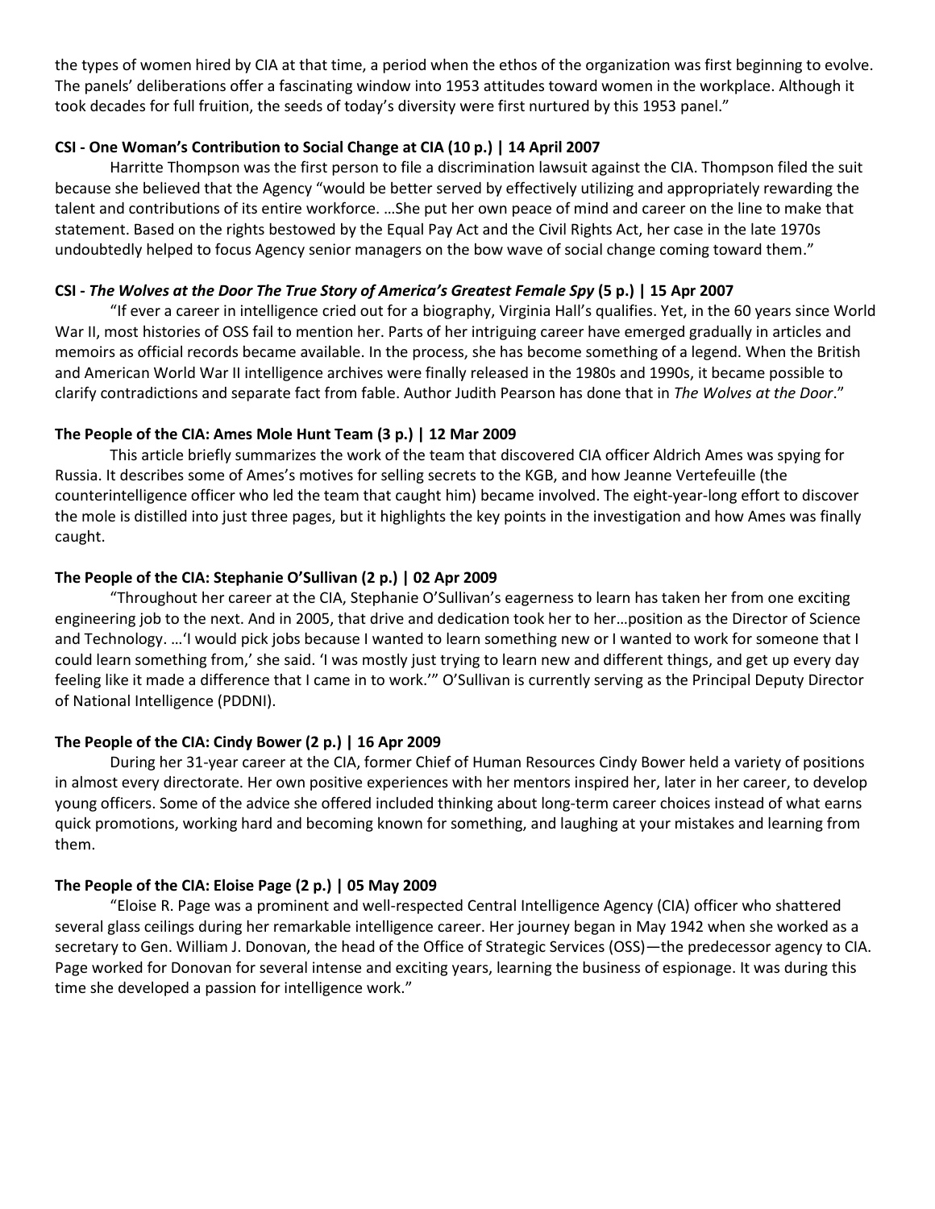the types of women hired by CIA at that time, a period when the ethos of the organization was first beginning to evolve. The panels' deliberations offer a fascinating window into 1953 attitudes toward women in the workplace. Although it took decades for full fruition, the seeds of today's diversity were first nurtured by this 1953 panel."

**CSI - One Woman's Contribution to Social Change at CIA (10 p.) | 14 April 2007**

Harritte Thompson was the first person to file a discrimination lawsuit against the CIA. Thompson filed the suit because she believed that the Agency "would be better served by effectively utilizing and appropriately rewarding the talent and contributions of its entire workforce. …She put her own peace of mind and career on the line to make that statement. Based on the rights bestowed by the Equal Pay Act and the Civil Rights Act, her case in the late 1970s undoubtedly helped to focus Agency senior managers on the bow wave of social change coming toward them."

**CSI - *The Wolves at the Door The True Story of America's Greatest Female Spy* (5 p.) | 15 Apr 2007**

"If ever a career in intelligence cried out for a biography, Virginia Hall's qualifies. Yet, in the 60 years since World War II, most histories of OSS fail to mention her. Parts of her intriguing career have emerged gradually in articles and memoirs as official records became available. In the process, she has become something of a legend. When the British and American World War II intelligence archives were finally released in the 1980s and 1990s, it became possible to clarify contradictions and separate fact from fable. Author Judith Pearson has done that in *The Wolves at the Door*."

**The People of the CIA: Ames Mole Hunt Team (3 p.) | 12 Mar 2009**

This article briefly summarizes the work of the team that discovered CIA officer Aldrich Ames was spying for Russia. It describes some of Ames's motives for selling secrets to the KGB, and how Jeanne Vertefeuille (the counterintelligence officer who led the team that caught him) became involved. The eight-year-long effort to discover the mole is distilled into just three pages, but it highlights the key points in the investigation and how Ames was finally caught.

**The People of the CIA: Stephanie O'Sullivan (2 p.) | 02 Apr 2009**

"Throughout her career at the CIA, Stephanie O'Sullivan's eagerness to learn has taken her from one exciting engineering job to the next. And in 2005, that drive and dedication took her to her…position as the Director of Science and Technology. …'I would pick jobs because I wanted to learn something new or I wanted to work for someone that I could learn something from,' she said. 'I was mostly just trying to learn new and different things, and get up every day feeling like it made a difference that I came in to work.'" O'Sullivan is currently serving as the Principal Deputy Director of National Intelligence (PDDNI).

**The People of the CIA: Cindy Bower (2 p.) | 16 Apr 2009**

During her 31-year career at the CIA, former Chief of Human Resources Cindy Bower held a variety of positions in almost every directorate. Her own positive experiences with her mentors inspired her, later in her career, to develop young officers. Some of the advice she offered included thinking about long-term career choices instead of what earns quick promotions, working hard and becoming known for something, and laughing at your mistakes and learning from them.

**The People of the CIA: Eloise Page (2 p.) | 05 May 2009**

"Eloise R. Page was a prominent and well-respected Central Intelligence Agency (CIA) officer who shattered several glass ceilings during her remarkable intelligence career. Her journey began in May 1942 when she worked as a secretary to Gen. William J. Donovan, the head of the Office of Strategic Services (OSS)—the predecessor agency to CIA. Page worked for Donovan for several intense and exciting years, learning the business of espionage. It was during this time she developed a passion for intelligence work."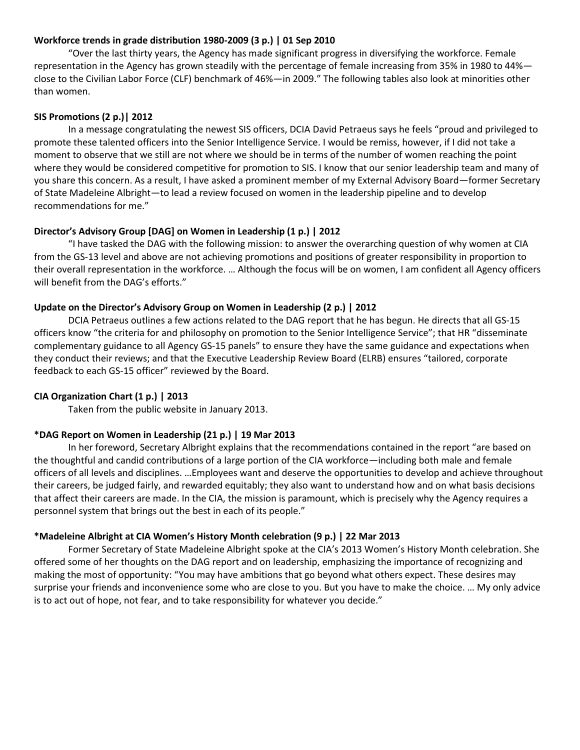**Workforce trends in grade distribution 1980-2009 (3 p.) | 01 Sep 2010**

“Over the last thirty years, the Agency has made significant progress in diversifying the workforce. Female representation in the Agency has grown steadily with the percentage of female increasing from 35% in 1980 to 44%—close to the Civilian Labor Force (CLF) benchmark of 46%—in 2009.” The following tables also look at minorities other than women.

**SIS Promotions (2 p.)| 2012**

In a message congratulating the newest SIS officers, DCIA David Petraeus says he feels “proud and privileged to promote these talented officers into the Senior Intelligence Service. I would be remiss, however, if I did not take a moment to observe that we still are not where we should be in terms of the number of women reaching the point where they would be considered competitive for promotion to SIS. I know that our senior leadership team and many of you share this concern. As a result, I have asked a prominent member of my External Advisory Board—former Secretary of State Madeleine Albright—to lead a review focused on women in the leadership pipeline and to develop recommendations for me.”

**Director’s Advisory Group [DAG] on Women in Leadership (1 p.) | 2012**

“I have tasked the DAG with the following mission: to answer the overarching question of why women at CIA from the GS-13 level and above are not achieving promotions and positions of greater responsibility in proportion to their overall representation in the workforce. … Although the focus will be on women, I am confident all Agency officers will benefit from the DAG’s efforts.”

**Update on the Director’s Advisory Group on Women in Leadership (2 p.) | 2012**

DCIA Petraeus outlines a few actions related to the DAG report that he has begun. He directs that all GS-15 officers know “the criteria for and philosophy on promotion to the Senior Intelligence Service”; that HR “disseminate complementary guidance to all Agency GS-15 panels” to ensure they have the same guidance and expectations when they conduct their reviews; and that the Executive Leadership Review Board (ELRB) ensures “tailored, corporate feedback to each GS-15 officer” reviewed by the Board.

**CIA Organization Chart (1 p.) | 2013**

Taken from the public website in January 2013.

**\*DAG Report on Women in Leadership (21 p.) | 19 Mar 2013**

In her foreword, Secretary Albright explains that the recommendations contained in the report “are based on the thoughtful and candid contributions of a large portion of the CIA workforce—including both male and female officers of all levels and disciplines. …Employees want and deserve the opportunities to develop and achieve throughout their careers, be judged fairly, and rewarded equitably; they also want to understand how and on what basis decisions that affect their careers are made. In the CIA, the mission is paramount, which is precisely why the Agency requires a personnel system that brings out the best in each of its people.”

**\*Madeleine Albright at CIA Women’s History Month celebration (9 p.) | 22 Mar 2013**

Former Secretary of State Madeleine Albright spoke at the CIA’s 2013 Women’s History Month celebration. She offered some of her thoughts on the DAG report and on leadership, emphasizing the importance of recognizing and making the most of opportunity: “You may have ambitions that go beyond what others expect. These desires may surprise your friends and inconvenience some who are close to you. But you have to make the choice. … My only advice is to act out of hope, not fear, and to take responsibility for whatever you decide.”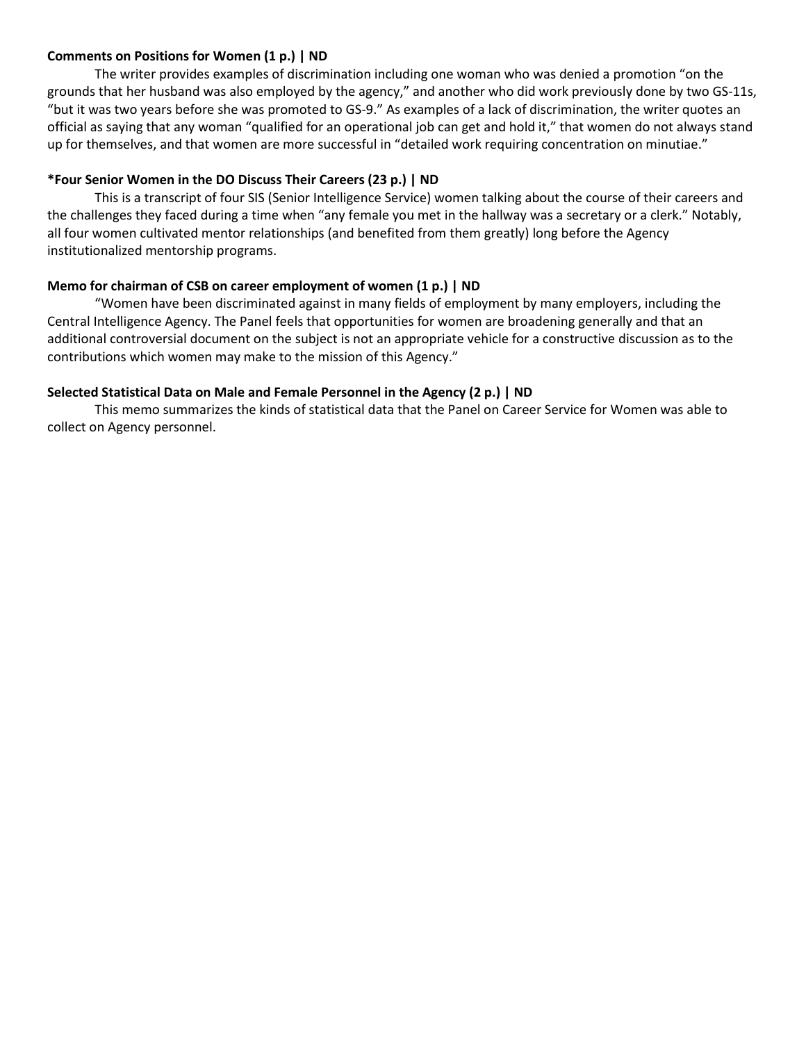**Comments on Positions for Women (1 p.) | ND**

The writer provides examples of discrimination including one woman who was denied a promotion "on the grounds that her husband was also employed by the agency," and another who did work previously done by two GS-11s, "but it was two years before she was promoted to GS-9." As examples of a lack of discrimination, the writer quotes an official as saying that any woman "qualified for an operational job can get and hold it," that women do not always stand up for themselves, and that women are more successful in "detailed work requiring concentration on minutiae."

***Four Senior Women in the DO Discuss Their Careers (23 p.) | ND**

This is a transcript of four SIS (Senior Intelligence Service) women talking about the course of their careers and the challenges they faced during a time when "any female you met in the hallway was a secretary or a clerk." Notably, all four women cultivated mentor relationships (and benefited from them greatly) long before the Agency institutionalized mentorship programs.

**Memo for chairman of CSB on career employment of women (1 p.) | ND**

"Women have been discriminated against in many fields of employment by many employers, including the Central Intelligence Agency. The Panel feels that opportunities for women are broadening generally and that an additional controversial document on the subject is not an appropriate vehicle for a constructive discussion as to the contributions which women may make to the mission of this Agency."

**Selected Statistical Data on Male and Female Personnel in the Agency (2 p.) | ND**

This memo summarizes the kinds of statistical data that the Panel on Career Service for Women was able to collect on Agency personnel.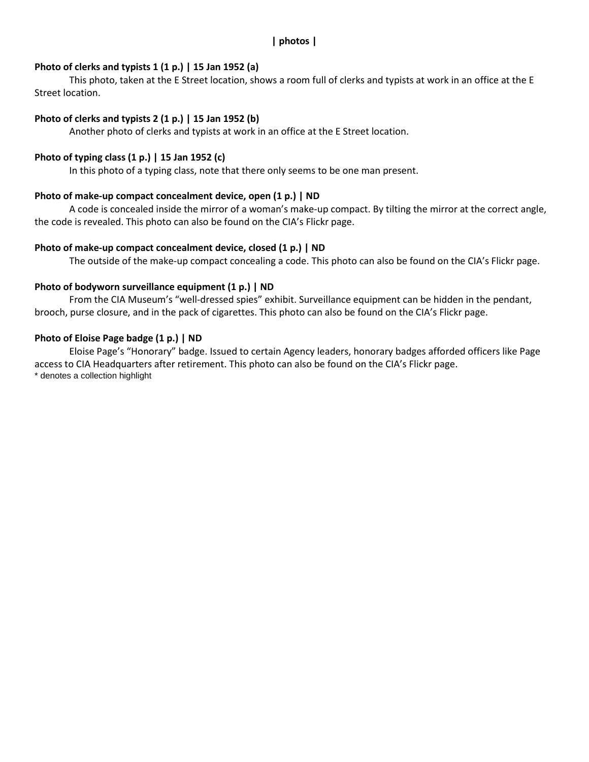**| photos |**

**Photo of clerks and typists 1 (1 p.) | 15 Jan 1952 (a)**

This photo, taken at the E Street location, shows a room full of clerks and typists at work in an office at the E Street location.

**Photo of clerks and typists 2 (1 p.) | 15 Jan 1952 (b)**

Another photo of clerks and typists at work in an office at the E Street location.

**Photo of typing class (1 p.) | 15 Jan 1952 (c)**

In this photo of a typing class, note that there only seems to be one man present.

**Photo of make-up compact concealment device, open (1 p.) | ND**

A code is concealed inside the mirror of a woman's make-up compact. By tilting the mirror at the correct angle, the code is revealed. This photo can also be found on the CIA's Flickr page.

**Photo of make-up compact concealment device, closed (1 p.) | ND**

The outside of the make-up compact concealing a code. This photo can also be found on the CIA's Flickr page.

**Photo of bodyworn surveillance equipment (1 p.) | ND**

From the CIA Museum's "well-dressed spies" exhibit. Surveillance equipment can be hidden in the pendant, brooch, purse closure, and in the pack of cigarettes. This photo can also be found on the CIA's Flickr page.

**Photo of Eloise Page badge (1 p.) | ND**

Eloise Page's "Honorary" badge. Issued to certain Agency leaders, honorary badges afforded officers like Page access to CIA Headquarters after retirement. This photo can also be found on the CIA's Flickr page.

\* denotes a collection highlight